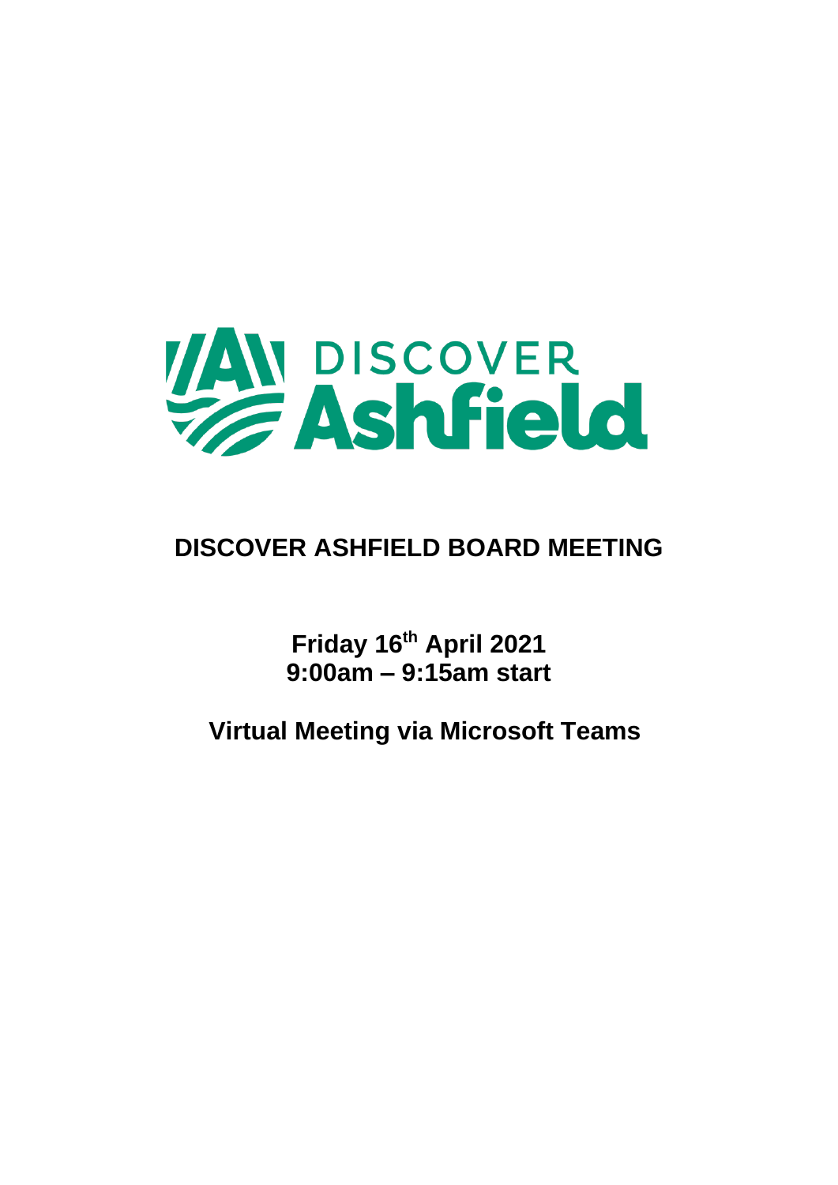DISCOVER Ashfield

# DISCOVER ASHFIELD BOARD MEETING

**Friday 16th April 2021**
**9:00am – 9:15am start**

**Virtual Meeting via Microsoft Teams**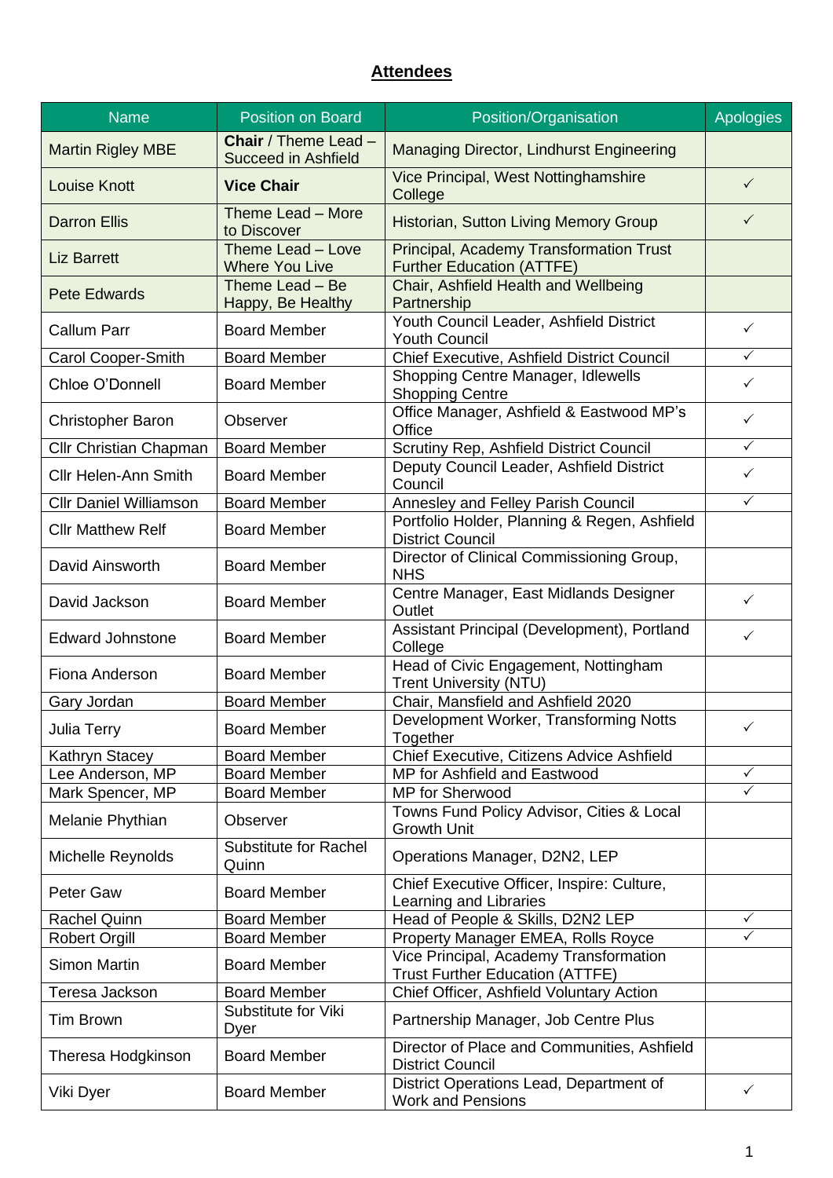## Attendees

| Name | Position on Board | Position/Organisation | Apologies |
|---|---|---|---|
| Martin Rigley MBE | **Chair** / Theme Lead – Succeed in Ashfield | Managing Director, Lindhurst Engineering | |
| Louise Knott | **Vice Chair** | Vice Principal, West Nottinghamshire College | ✓ |
| Darron Ellis | Theme Lead – More to Discover | Historian, Sutton Living Memory Group | ✓ |
| Liz Barrett | Theme Lead – Love Where You Live | Principal, Academy Transformation Trust Further Education (ATTFE) | |
| Pete Edwards | Theme Lead – Be Happy, Be Healthy | Chair, Ashfield Health and Wellbeing Partnership | |
| Callum Parr | Board Member | Youth Council Leader, Ashfield District Youth Council | ✓ |
| Carol Cooper-Smith | Board Member | Chief Executive, Ashfield District Council | ✓ |
| Chloe O'Donnell | Board Member | Shopping Centre Manager, Idlewells Shopping Centre | ✓ |
| Christopher Baron | Observer | Office Manager, Ashfield & Eastwood MP's Office | ✓ |
| Cllr Christian Chapman | Board Member | Scrutiny Rep, Ashfield District Council | ✓ |
| Cllr Helen-Ann Smith | Board Member | Deputy Council Leader, Ashfield District Council | ✓ |
| Cllr Daniel Williamson | Board Member | Annesley and Felley Parish Council | ✓ |
| Cllr Matthew Relf | Board Member | Portfolio Holder, Planning & Regen, Ashfield District Council | |
| David Ainsworth | Board Member | Director of Clinical Commissioning Group, NHS | |
| David Jackson | Board Member | Centre Manager, East Midlands Designer Outlet | ✓ |
| Edward Johnstone | Board Member | Assistant Principal (Development), Portland College | ✓ |
| Fiona Anderson | Board Member | Head of Civic Engagement, Nottingham Trent University (NTU) | |
| Gary Jordan | Board Member | Chair, Mansfield and Ashfield 2020 | |
| Julia Terry | Board Member | Development Worker, Transforming Notts Together | ✓ |
| Kathryn Stacey | Board Member | Chief Executive, Citizens Advice Ashfield | |
| Lee Anderson, MP | Board Member | MP for Ashfield and Eastwood | ✓ |
| Mark Spencer, MP | Board Member | MP for Sherwood | ✓ |
| Melanie Phythian | Observer | Towns Fund Policy Advisor, Cities & Local Growth Unit | |
| Michelle Reynolds | Substitute for Rachel Quinn | Operations Manager, D2N2, LEP | |
| Peter Gaw | Board Member | Chief Executive Officer, Inspire: Culture, Learning and Libraries | |
| Rachel Quinn | Board Member | Head of People & Skills, D2N2 LEP | ✓ |
| Robert Orgill | Board Member | Property Manager EMEA, Rolls Royce | ✓ |
| Simon Martin | Board Member | Vice Principal, Academy Transformation Trust Further Education (ATTFE) | |
| Teresa Jackson | Board Member | Chief Officer, Ashfield Voluntary Action | |
| Tim Brown | Substitute for Viki Dyer | Partnership Manager, Job Centre Plus | |
| Theresa Hodgkinson | Board Member | Director of Place and Communities, Ashfield District Council | |
| Viki Dyer | Board Member | District Operations Lead, Department of Work and Pensions | ✓ |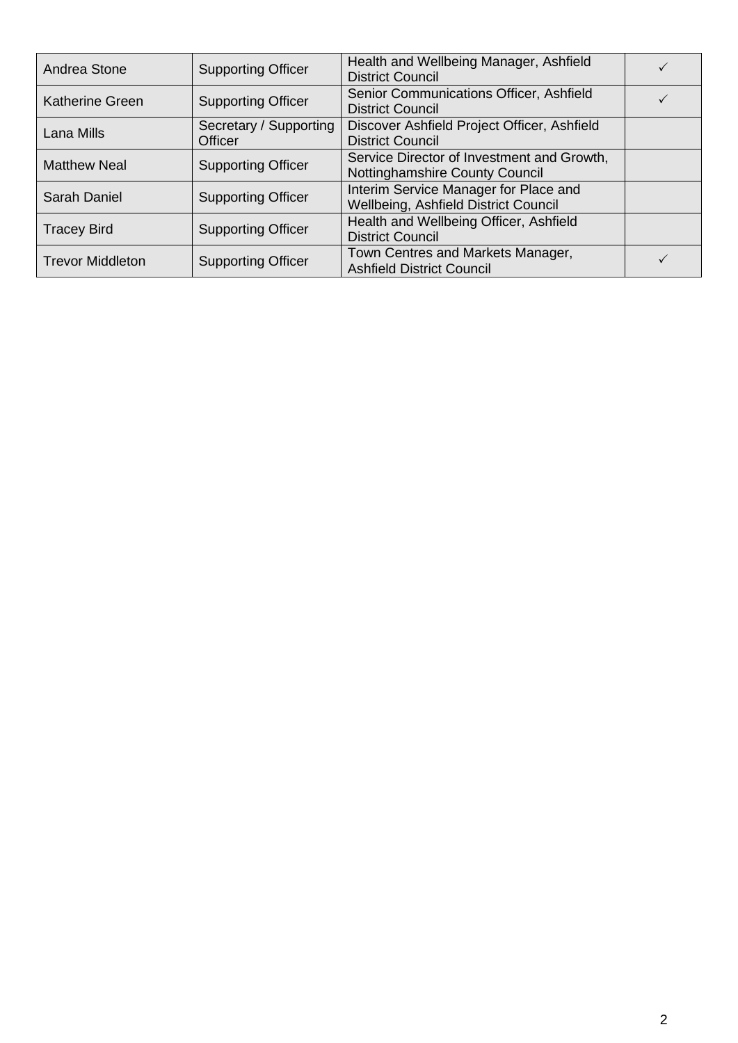| | | | |
|---|---|---|---|
| Andrea Stone | Supporting Officer | Health and Wellbeing Manager, Ashfield District Council | ✓ |
| Katherine Green | Supporting Officer | Senior Communications Officer, Ashfield District Council | ✓ |
| Lana Mills | Secretary / Supporting Officer | Discover Ashfield Project Officer, Ashfield District Council | |
| Matthew Neal | Supporting Officer | Service Director of Investment and Growth, Nottinghamshire County Council | |
| Sarah Daniel | Supporting Officer | Interim Service Manager for Place and Wellbeing, Ashfield District Council | |
| Tracey Bird | Supporting Officer | Health and Wellbeing Officer, Ashfield District Council | |
| Trevor Middleton | Supporting Officer | Town Centres and Markets Manager, Ashfield District Council | ✓ |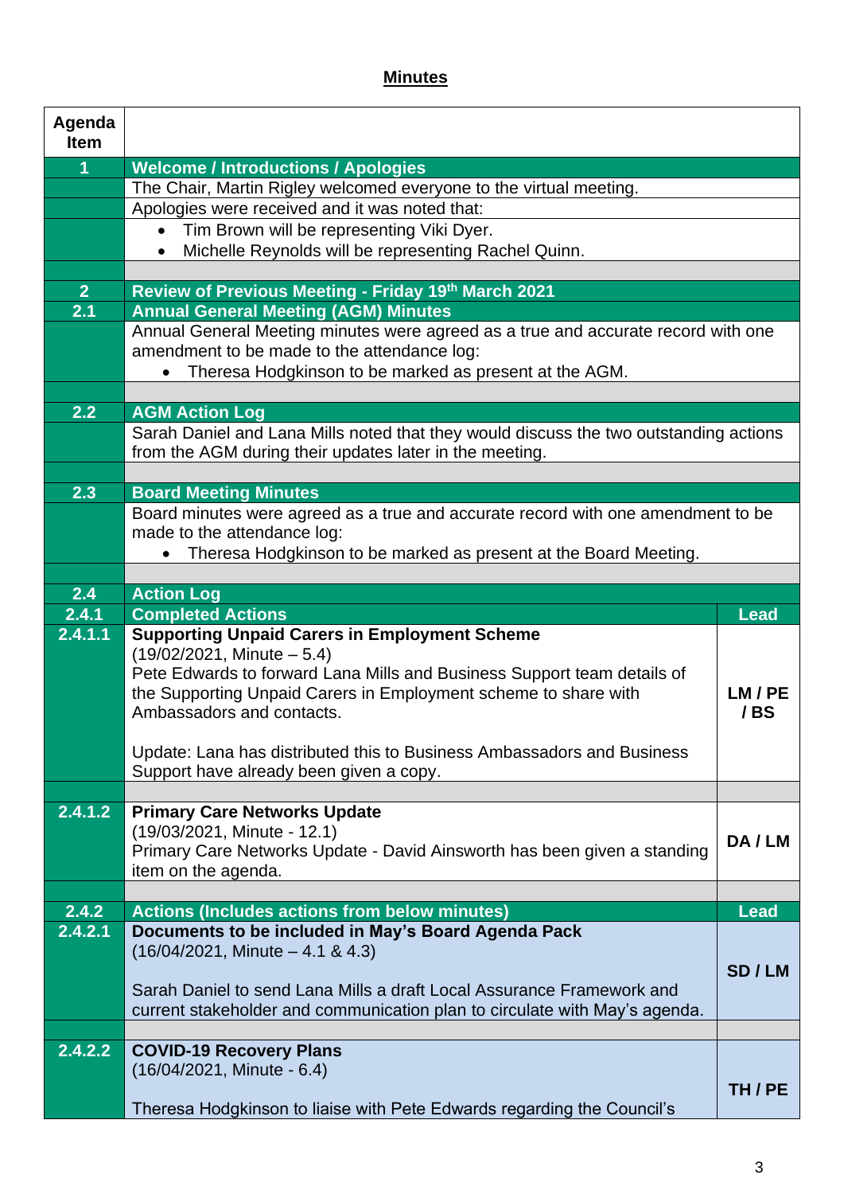## Minutes

| Agenda Item | | |
|---|---|---|
| **1** | **Welcome / Introductions / Apologies** | |
| | The Chair, Martin Rigley welcomed everyone to the virtual meeting. | |
| | Apologies were received and it was noted that: | |
| | • Tim Brown will be representing Viki Dyer.<br>• Michelle Reynolds will be representing Rachel Quinn. | |
| | | |
| **2** | **Review of Previous Meeting - Friday 19th March 2021** | |
| **2.1** | **Annual General Meeting (AGM) Minutes** | |
| | Annual General Meeting minutes were agreed as a true and accurate record with one amendment to be made to the attendance log:<br>• Theresa Hodgkinson to be marked as present at the AGM. | |
| | | |
| **2.2** | **AGM Action Log** | |
| | Sarah Daniel and Lana Mills noted that they would discuss the two outstanding actions from the AGM during their updates later in the meeting. | |
| | | |
| **2.3** | **Board Meeting Minutes** | |
| | Board minutes were agreed as a true and accurate record with one amendment to be made to the attendance log:<br>• Theresa Hodgkinson to be marked as present at the Board Meeting. | |
| | | |
| **2.4** | **Action Log** | |
| **2.4.1** | **Completed Actions** | **Lead** |
| **2.4.1.1** | **Supporting Unpaid Carers in Employment Scheme**<br>(19/02/2021, Minute – 5.4)<br>Pete Edwards to forward Lana Mills and Business Support team details of the Supporting Unpaid Carers in Employment scheme to share with Ambassadors and contacts.<br><br>Update: Lana has distributed this to Business Ambassadors and Business Support have already been given a copy. | **LM / PE / BS** |
| | | |
| **2.4.1.2** | **Primary Care Networks Update**<br>(19/03/2021, Minute - 12.1)<br>Primary Care Networks Update - David Ainsworth has been given a standing item on the agenda. | **DA / LM** |
| | | |
| **2.4.2** | **Actions (Includes actions from below minutes)** | **Lead** |
| **2.4.2.1** | **Documents to be included in May's Board Agenda Pack**<br>(16/04/2021, Minute – 4.1 & 4.3)<br><br>Sarah Daniel to send Lana Mills a draft Local Assurance Framework and current stakeholder and communication plan to circulate with May's agenda. | **SD / LM** |
| | | |
| **2.4.2.2** | **COVID-19 Recovery Plans**<br>(16/04/2021, Minute - 6.4)<br><br>Theresa Hodgkinson to liaise with Pete Edwards regarding the Council's | **TH / PE** |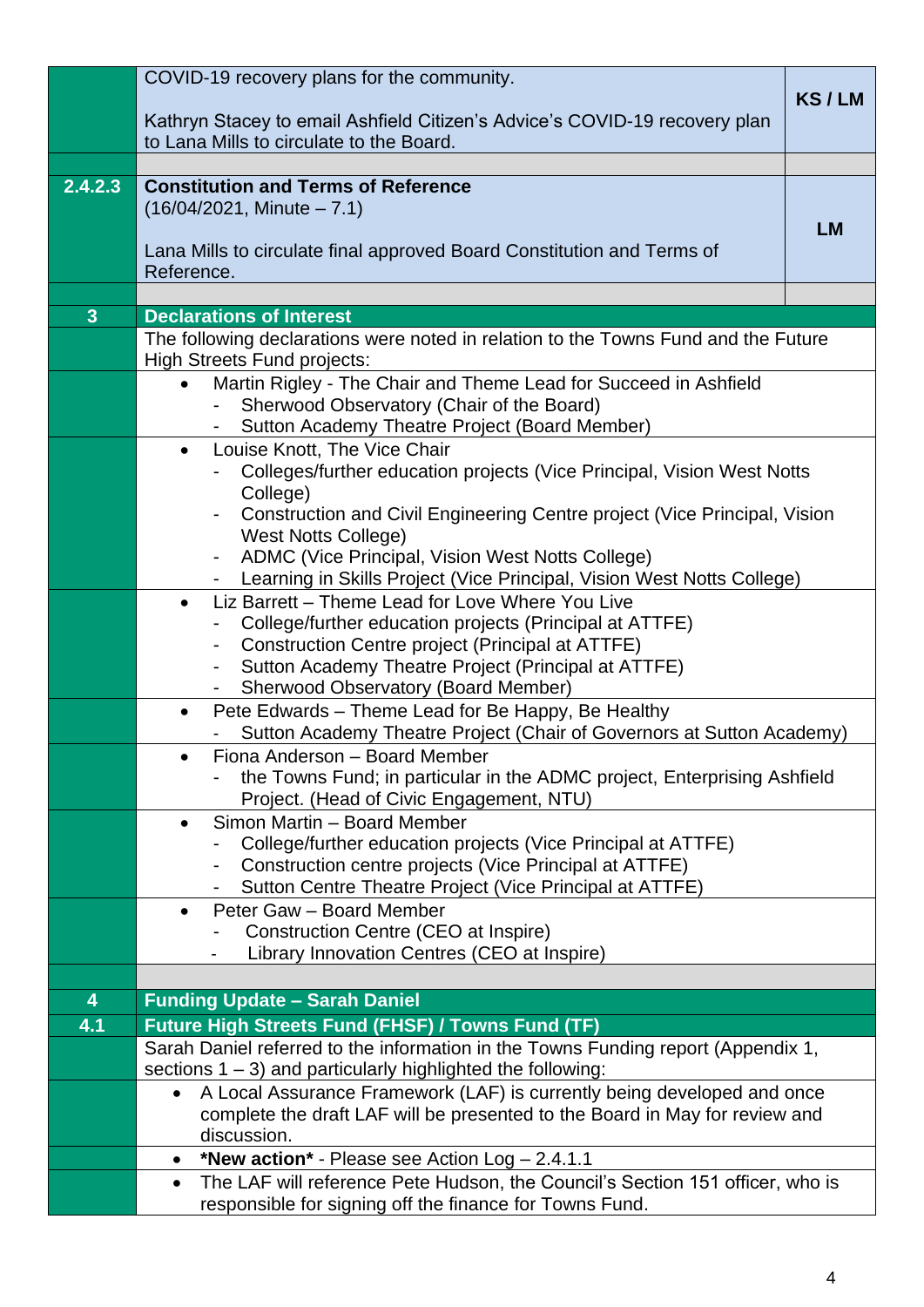| | | |
|---|---|---|
| | COVID-19 recovery plans for the community.<br><br>Kathryn Stacey to email Ashfield Citizen's Advice's COVID-19 recovery plan to Lana Mills to circulate to the Board. | **KS / LM** |
| | | |
| **2.4.2.3** | **Constitution and Terms of Reference**<br>(16/04/2021, Minute – 7.1)<br><br>Lana Mills to circulate final approved Board Constitution and Terms of Reference. | **LM** |
| | | |
| **3** | **Declarations of Interest** | |
| | The following declarations were noted in relation to the Towns Fund and the Future High Streets Fund projects: | |
| | • Martin Rigley - The Chair and Theme Lead for Succeed in Ashfield<br>- Sherwood Observatory (Chair of the Board)<br>- Sutton Academy Theatre Project (Board Member) | |
| | • Louise Knott, The Vice Chair<br>- Colleges/further education projects (Vice Principal, Vision West Notts College)<br>- Construction and Civil Engineering Centre project (Vice Principal, Vision West Notts College)<br>- ADMC (Vice Principal, Vision West Notts College)<br>- Learning in Skills Project (Vice Principal, Vision West Notts College) | |
| | • Liz Barrett – Theme Lead for Love Where You Live<br>- College/further education projects (Principal at ATTFE)<br>- Construction Centre project (Principal at ATTFE)<br>- Sutton Academy Theatre Project (Principal at ATTFE)<br>- Sherwood Observatory (Board Member) | |
| | • Pete Edwards – Theme Lead for Be Happy, Be Healthy<br>- Sutton Academy Theatre Project (Chair of Governors at Sutton Academy) | |
| | • Fiona Anderson – Board Member<br>- the Towns Fund; in particular in the ADMC project, Enterprising Ashfield Project. (Head of Civic Engagement, NTU) | |
| | • Simon Martin – Board Member<br>- College/further education projects (Vice Principal at ATTFE)<br>- Construction centre projects (Vice Principal at ATTFE)<br>- Sutton Centre Theatre Project (Vice Principal at ATTFE) | |
| | • Peter Gaw – Board Member<br>- Construction Centre (CEO at Inspire)<br>- Library Innovation Centres (CEO at Inspire) | |
| | | |
| **4** | **Funding Update – Sarah Daniel** | |
| **4.1** | **Future High Streets Fund (FHSF) / Towns Fund (TF)** | |
| | Sarah Daniel referred to the information in the Towns Funding report (Appendix 1, sections 1 – 3) and particularly highlighted the following: | |
| | • A Local Assurance Framework (LAF) is currently being developed and once complete the draft LAF will be presented to the Board in May for review and discussion. | |
| | • **\*New action\*** - Please see Action Log – 2.4.1.1 | |
| | • The LAF will reference Pete Hudson, the Council's Section 151 officer, who is responsible for signing off the finance for Towns Fund. | |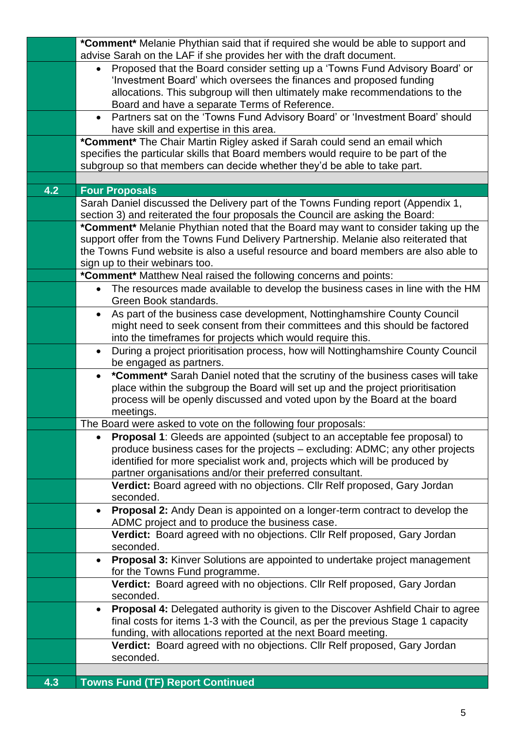| | |
|---|---|
| | ***Comment*** Melanie Phythian said that if required she would be able to support and advise Sarah on the LAF if she provides her with the draft document. |
| | • Proposed that the Board consider setting up a 'Towns Fund Advisory Board' or 'Investment Board' which oversees the finances and proposed funding allocations. This subgroup will then ultimately make recommendations to the Board and have a separate Terms of Reference. |
| | • Partners sat on the 'Towns Fund Advisory Board' or 'Investment Board' should have skill and expertise in this area. |
| | ***Comment*** The Chair Martin Rigley asked if Sarah could send an email which specifies the particular skills that Board members would require to be part of the subgroup so that members can decide whether they'd be able to take part. |
| | |
| **4.2** | **Four Proposals** |
| | Sarah Daniel discussed the Delivery part of the Towns Funding report (Appendix 1, section 3) and reiterated the four proposals the Council are asking the Board: |
| | ***Comment*** Melanie Phythian noted that the Board may want to consider taking up the support offer from the Towns Fund Delivery Partnership. Melanie also reiterated that the Towns Fund website is also a useful resource and board members are also able to sign up to their webinars too. |
| | ***Comment*** Matthew Neal raised the following concerns and points: |
| | • The resources made available to develop the business cases in line with the HM Green Book standards. |
| | • As part of the business case development, Nottinghamshire County Council might need to seek consent from their committees and this should be factored into the timeframes for projects which would require this. |
| | • During a project prioritisation process, how will Nottinghamshire County Council be engaged as partners. |
| | • ***Comment*** Sarah Daniel noted that the scrutiny of the business cases will take place within the subgroup the Board will set up and the project prioritisation process will be openly discussed and voted upon by the Board at the board meetings. |
| | The Board were asked to vote on the following four proposals: |
| | • **Proposal 1**: Gleeds are appointed (subject to an acceptable fee proposal) to produce business cases for the projects – excluding: ADMC; any other projects identified for more specialist work and, projects which will be produced by partner organisations and/or their preferred consultant. |
| | **Verdict:** Board agreed with no objections. Cllr Relf proposed, Gary Jordan seconded. |
| | • **Proposal 2:** Andy Dean is appointed on a longer-term contract to develop the ADMC project and to produce the business case. |
| | **Verdict:** Board agreed with no objections. Cllr Relf proposed, Gary Jordan seconded. |
| | • **Proposal 3:** Kinver Solutions are appointed to undertake project management for the Towns Fund programme. |
| | **Verdict:** Board agreed with no objections. Cllr Relf proposed, Gary Jordan seconded. |
| | • **Proposal 4:** Delegated authority is given to the Discover Ashfield Chair to agree final costs for items 1-3 with the Council, as per the previous Stage 1 capacity funding, with allocations reported at the next Board meeting. |
| | **Verdict:** Board agreed with no objections. Cllr Relf proposed, Gary Jordan seconded. |
| | |
| **4.3** | **Towns Fund (TF) Report Continued** |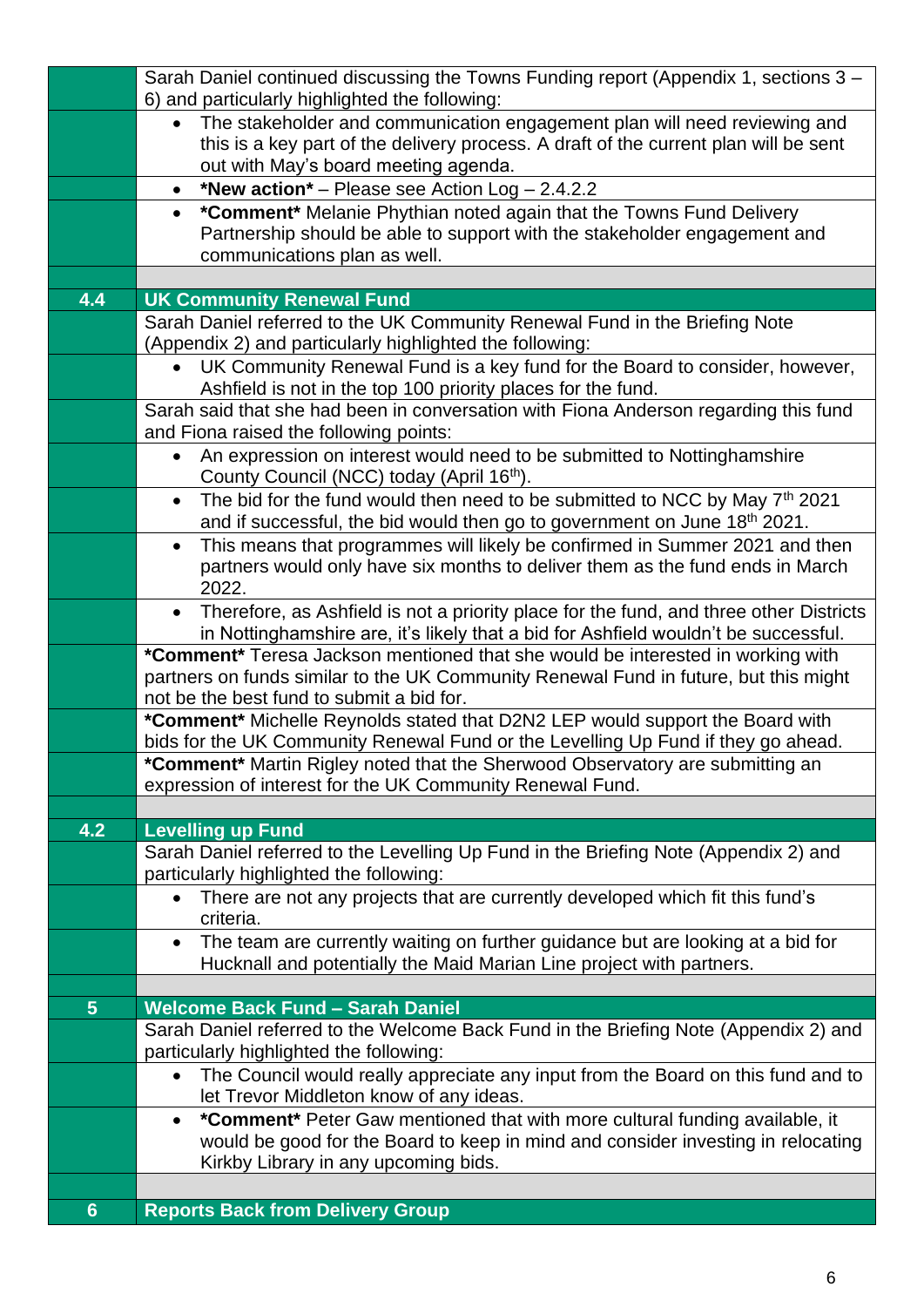| | |
|---|---|
| | Sarah Daniel continued discussing the Towns Funding report (Appendix 1, sections 3 – 6) and particularly highlighted the following: |
| | • The stakeholder and communication engagement plan will need reviewing and this is a key part of the delivery process. A draft of the current plan will be sent out with May's board meeting agenda. |
| | • **\*New action\*** – Please see Action Log – 2.4.2.2 |
| | • **\*Comment\*** Melanie Phythian noted again that the Towns Fund Delivery Partnership should be able to support with the stakeholder engagement and communications plan as well. |
| | |
| **4.4** | **UK Community Renewal Fund** |
| | Sarah Daniel referred to the UK Community Renewal Fund in the Briefing Note (Appendix 2) and particularly highlighted the following: |
| | • UK Community Renewal Fund is a key fund for the Board to consider, however, Ashfield is not in the top 100 priority places for the fund. |
| | Sarah said that she had been in conversation with Fiona Anderson regarding this fund and Fiona raised the following points: |
| | • An expression on interest would need to be submitted to Nottinghamshire County Council (NCC) today (April 16th). |
| | • The bid for the fund would then need to be submitted to NCC by May 7th 2021 and if successful, the bid would then go to government on June 18th 2021. |
| | • This means that programmes will likely be confirmed in Summer 2021 and then partners would only have six months to deliver them as the fund ends in March 2022. |
| | • Therefore, as Ashfield is not a priority place for the fund, and three other Districts in Nottinghamshire are, it's likely that a bid for Ashfield wouldn't be successful. |
| | **\*Comment\*** Teresa Jackson mentioned that she would be interested in working with partners on funds similar to the UK Community Renewal Fund in future, but this might not be the best fund to submit a bid for. |
| | **\*Comment\*** Michelle Reynolds stated that D2N2 LEP would support the Board with bids for the UK Community Renewal Fund or the Levelling Up Fund if they go ahead. |
| | **\*Comment\*** Martin Rigley noted that the Sherwood Observatory are submitting an expression of interest for the UK Community Renewal Fund. |
| | |
| **4.2** | **Levelling up Fund** |
| | Sarah Daniel referred to the Levelling Up Fund in the Briefing Note (Appendix 2) and particularly highlighted the following: |
| | • There are not any projects that are currently developed which fit this fund's criteria. |
| | • The team are currently waiting on further guidance but are looking at a bid for Hucknall and potentially the Maid Marian Line project with partners. |
| | |
| **5** | **Welcome Back Fund – Sarah Daniel** |
| | Sarah Daniel referred to the Welcome Back Fund in the Briefing Note (Appendix 2) and particularly highlighted the following: |
| | • The Council would really appreciate any input from the Board on this fund and to let Trevor Middleton know of any ideas. |
| | • **\*Comment\*** Peter Gaw mentioned that with more cultural funding available, it would be good for the Board to keep in mind and consider investing in relocating Kirkby Library in any upcoming bids. |
| | |
| **6** | **Reports Back from Delivery Group** |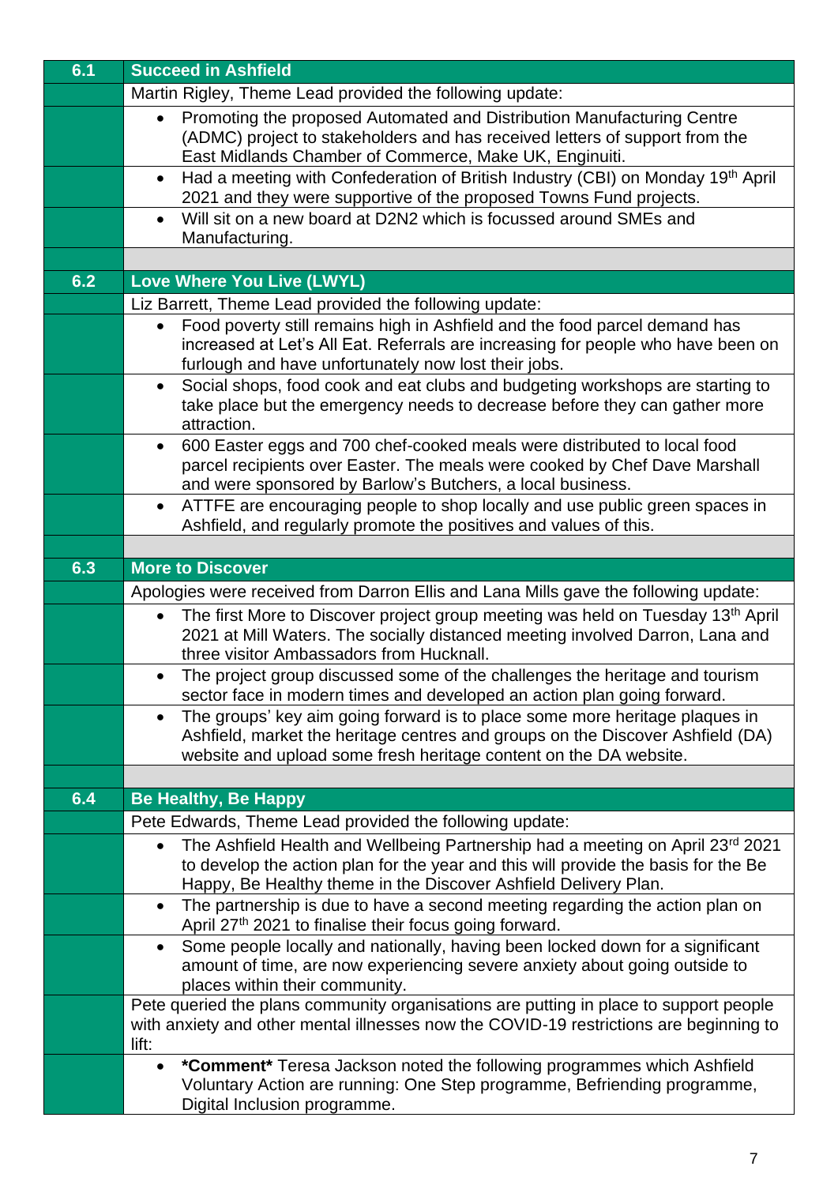| | |
|---|---|
| **6.1** | **Succeed in Ashfield** |
| | Martin Rigley, Theme Lead provided the following update: |
| | • Promoting the proposed Automated and Distribution Manufacturing Centre (ADMC) project to stakeholders and has received letters of support from the East Midlands Chamber of Commerce, Make UK, Enginuiti. |
| | • Had a meeting with Confederation of British Industry (CBI) on Monday 19th April 2021 and they were supportive of the proposed Towns Fund projects. |
| | • Will sit on a new board at D2N2 which is focussed around SMEs and Manufacturing. |
| | |
| **6.2** | **Love Where You Live (LWYL)** |
| | Liz Barrett, Theme Lead provided the following update: |
| | • Food poverty still remains high in Ashfield and the food parcel demand has increased at Let's All Eat. Referrals are increasing for people who have been on furlough and have unfortunately now lost their jobs. |
| | • Social shops, food cook and eat clubs and budgeting workshops are starting to take place but the emergency needs to decrease before they can gather more attraction. |
| | • 600 Easter eggs and 700 chef-cooked meals were distributed to local food parcel recipients over Easter. The meals were cooked by Chef Dave Marshall and were sponsored by Barlow's Butchers, a local business. |
| | • ATTFE are encouraging people to shop locally and use public green spaces in Ashfield, and regularly promote the positives and values of this. |
| | |
| **6.3** | **More to Discover** |
| | Apologies were received from Darron Ellis and Lana Mills gave the following update: |
| | • The first More to Discover project group meeting was held on Tuesday 13th April 2021 at Mill Waters. The socially distanced meeting involved Darron, Lana and three visitor Ambassadors from Hucknall. |
| | • The project group discussed some of the challenges the heritage and tourism sector face in modern times and developed an action plan going forward. |
| | • The groups' key aim going forward is to place some more heritage plaques in Ashfield, market the heritage centres and groups on the Discover Ashfield (DA) website and upload some fresh heritage content on the DA website. |
| | |
| **6.4** | **Be Healthy, Be Happy** |
| | Pete Edwards, Theme Lead provided the following update: |
| | • The Ashfield Health and Wellbeing Partnership had a meeting on April 23rd 2021 to develop the action plan for the year and this will provide the basis for the Be Happy, Be Healthy theme in the Discover Ashfield Delivery Plan. |
| | • The partnership is due to have a second meeting regarding the action plan on April 27th 2021 to finalise their focus going forward. |
| | • Some people locally and nationally, having been locked down for a significant amount of time, are now experiencing severe anxiety about going outside to places within their community. |
| | Pete queried the plans community organisations are putting in place to support people with anxiety and other mental illnesses now the COVID-19 restrictions are beginning to lift: |
| | • ***Comment*** Teresa Jackson noted the following programmes which Ashfield Voluntary Action are running: One Step programme, Befriending programme, Digital Inclusion programme. |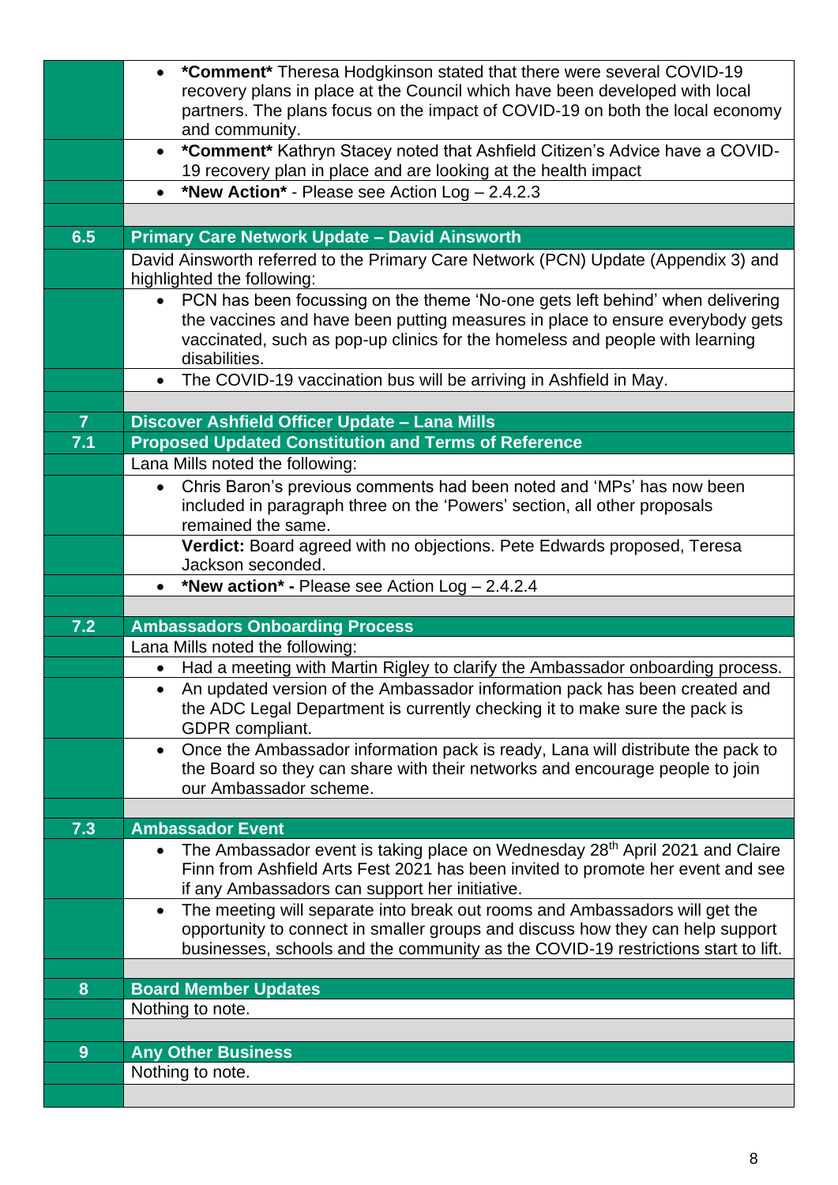| | |
|---|---|
| | • **\*Comment\*** Theresa Hodgkinson stated that there were several COVID-19 recovery plans in place at the Council which have been developed with local partners. The plans focus on the impact of COVID-19 on both the local economy and community. |
| | • **\*Comment\*** Kathryn Stacey noted that Ashfield Citizen's Advice have a COVID-19 recovery plan in place and are looking at the health impact |
| | • **\*New Action\*** - Please see Action Log – 2.4.2.3 |
| | |
| **6.5** | **Primary Care Network Update – David Ainsworth** |
| | David Ainsworth referred to the Primary Care Network (PCN) Update (Appendix 3) and highlighted the following: |
| | • PCN has been focussing on the theme 'No-one gets left behind' when delivering the vaccines and have been putting measures in place to ensure everybody gets vaccinated, such as pop-up clinics for the homeless and people with learning disabilities. |
| | • The COVID-19 vaccination bus will be arriving in Ashfield in May. |
| | |
| **7** | **Discover Ashfield Officer Update – Lana Mills** |
| **7.1** | **Proposed Updated Constitution and Terms of Reference** |
| | Lana Mills noted the following: |
| | • Chris Baron's previous comments had been noted and 'MPs' has now been included in paragraph three on the 'Powers' section, all other proposals remained the same. |
| | **Verdict:** Board agreed with no objections. Pete Edwards proposed, Teresa Jackson seconded. |
| | • **\*New action\* -** Please see Action Log – 2.4.2.4 |
| | |
| **7.2** | **Ambassadors Onboarding Process** |
| | Lana Mills noted the following: |
| | • Had a meeting with Martin Rigley to clarify the Ambassador onboarding process. |
| | • An updated version of the Ambassador information pack has been created and the ADC Legal Department is currently checking it to make sure the pack is GDPR compliant. |
| | • Once the Ambassador information pack is ready, Lana will distribute the pack to the Board so they can share with their networks and encourage people to join our Ambassador scheme. |
| | |
| **7.3** | **Ambassador Event** |
| | • The Ambassador event is taking place on Wednesday 28th April 2021 and Claire Finn from Ashfield Arts Fest 2021 has been invited to promote her event and see if any Ambassadors can support her initiative. |
| | • The meeting will separate into break out rooms and Ambassadors will get the opportunity to connect in smaller groups and discuss how they can help support businesses, schools and the community as the COVID-19 restrictions start to lift. |
| | |
| **8** | **Board Member Updates** |
| | Nothing to note. |
| | |
| **9** | **Any Other Business** |
| | Nothing to note. |
| | |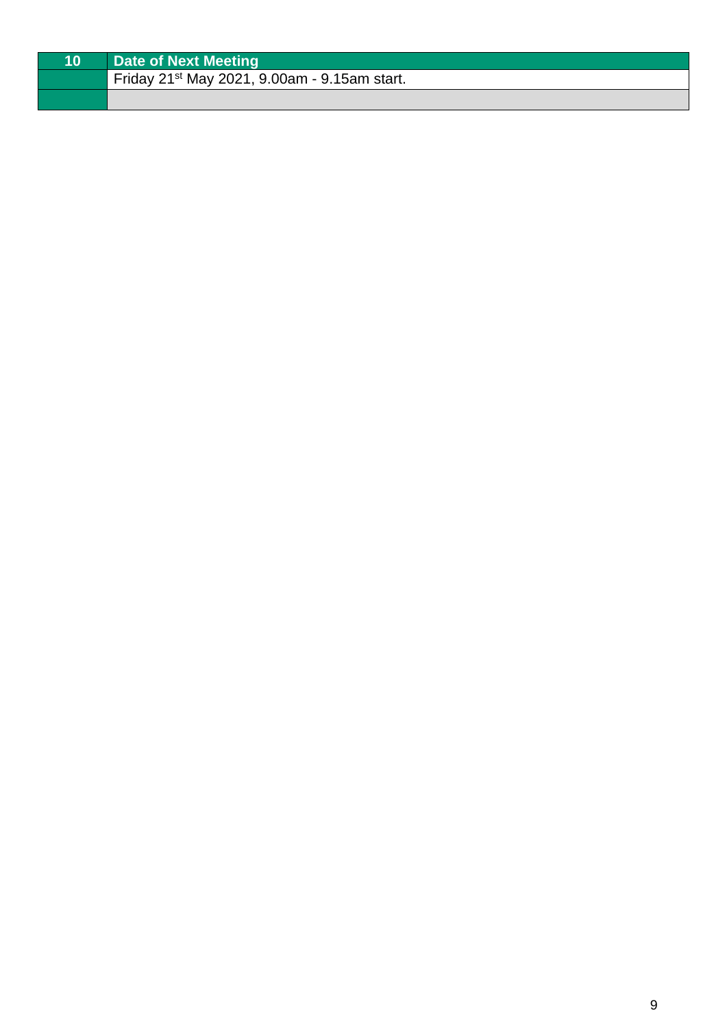| 10 | Date of Next Meeting |
| --- | --- |
| | Friday 21st May 2021, 9.00am - 9.15am start. |
| | |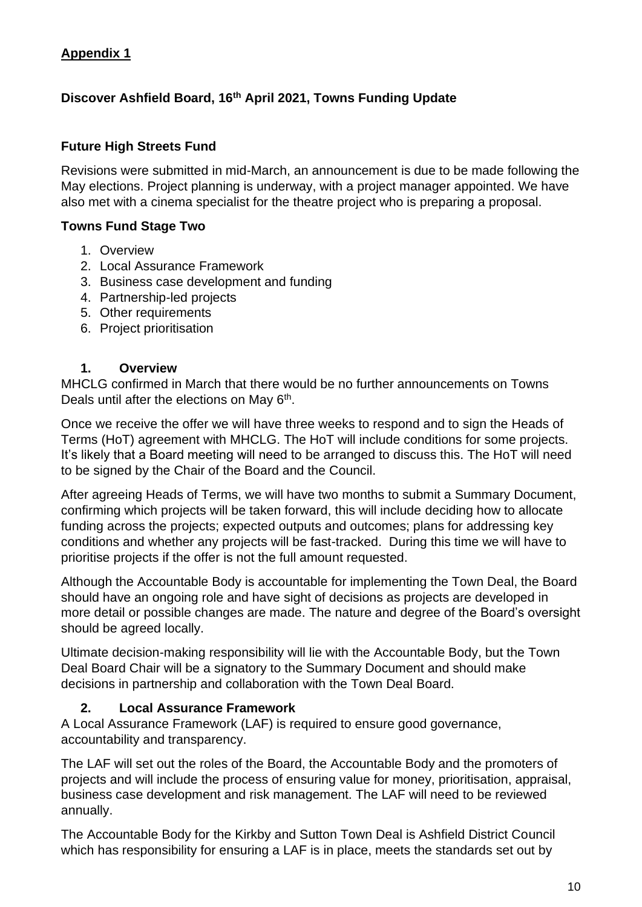**Appendix 1**

**Discover Ashfield Board, 16th April 2021, Towns Funding Update**

**Future High Streets Fund**

Revisions were submitted in mid-March, an announcement is due to be made following the May elections. Project planning is underway, with a project manager appointed. We have also met with a cinema specialist for the theatre project who is preparing a proposal.

**Towns Fund Stage Two**

1. Overview
2. Local Assurance Framework
3. Business case development and funding
4. Partnership-led projects
5. Other requirements
6. Project prioritisation

**1. Overview**

MHCLG confirmed in March that there would be no further announcements on Towns Deals until after the elections on May 6th.

Once we receive the offer we will have three weeks to respond and to sign the Heads of Terms (HoT) agreement with MHCLG. The HoT will include conditions for some projects. It's likely that a Board meeting will need to be arranged to discuss this. The HoT will need to be signed by the Chair of the Board and the Council.

After agreeing Heads of Terms, we will have two months to submit a Summary Document, confirming which projects will be taken forward, this will include deciding how to allocate funding across the projects; expected outputs and outcomes; plans for addressing key conditions and whether any projects will be fast-tracked. During this time we will have to prioritise projects if the offer is not the full amount requested.

Although the Accountable Body is accountable for implementing the Town Deal, the Board should have an ongoing role and have sight of decisions as projects are developed in more detail or possible changes are made. The nature and degree of the Board's oversight should be agreed locally.

Ultimate decision-making responsibility will lie with the Accountable Body, but the Town Deal Board Chair will be a signatory to the Summary Document and should make decisions in partnership and collaboration with the Town Deal Board.

**2. Local Assurance Framework**

A Local Assurance Framework (LAF) is required to ensure good governance, accountability and transparency.

The LAF will set out the roles of the Board, the Accountable Body and the promoters of projects and will include the process of ensuring value for money, prioritisation, appraisal, business case development and risk management. The LAF will need to be reviewed annually.

The Accountable Body for the Kirkby and Sutton Town Deal is Ashfield District Council which has responsibility for ensuring a LAF is in place, meets the standards set out by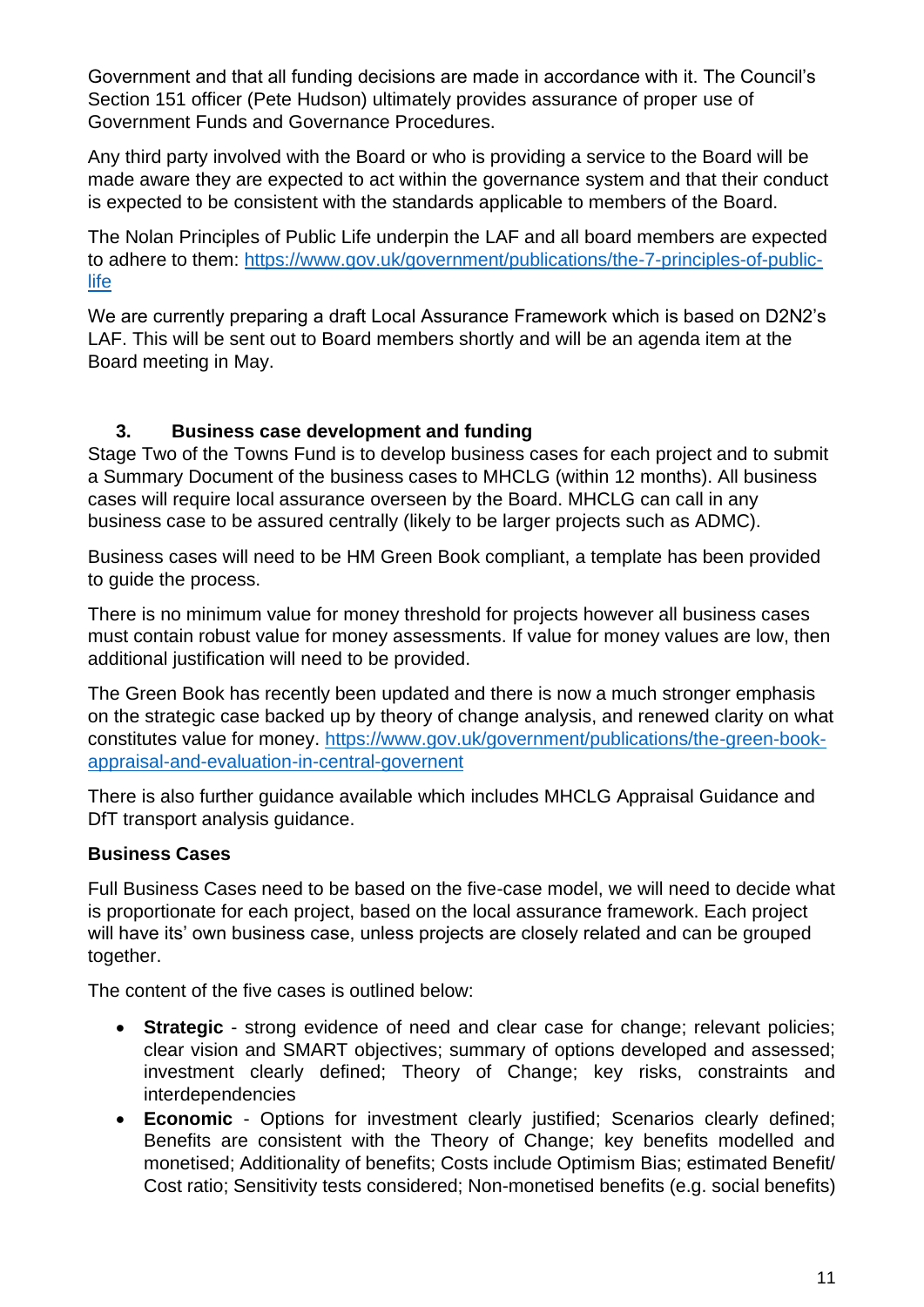Government and that all funding decisions are made in accordance with it. The Council's Section 151 officer (Pete Hudson) ultimately provides assurance of proper use of Government Funds and Governance Procedures.

Any third party involved with the Board or who is providing a service to the Board will be made aware they are expected to act within the governance system and that their conduct is expected to be consistent with the standards applicable to members of the Board.

The Nolan Principles of Public Life underpin the LAF and all board members are expected to adhere to them: https://www.gov.uk/government/publications/the-7-principles-of-public-life

We are currently preparing a draft Local Assurance Framework which is based on D2N2's LAF. This will be sent out to Board members shortly and will be an agenda item at the Board meeting in May.

## 3. Business case development and funding

Stage Two of the Towns Fund is to develop business cases for each project and to submit a Summary Document of the business cases to MHCLG (within 12 months). All business cases will require local assurance overseen by the Board. MHCLG can call in any business case to be assured centrally (likely to be larger projects such as ADMC).

Business cases will need to be HM Green Book compliant, a template has been provided to guide the process.

There is no minimum value for money threshold for projects however all business cases must contain robust value for money assessments. If value for money values are low, then additional justification will need to be provided.

The Green Book has recently been updated and there is now a much stronger emphasis on the strategic case backed up by theory of change analysis, and renewed clarity on what constitutes value for money. https://www.gov.uk/government/publications/the-green-book-appraisal-and-evaluation-in-central-governent

There is also further guidance available which includes MHCLG Appraisal Guidance and DfT transport analysis guidance.

**Business Cases**

Full Business Cases need to be based on the five-case model, we will need to decide what is proportionate for each project, based on the local assurance framework. Each project will have its' own business case, unless projects are closely related and can be grouped together.

The content of the five cases is outlined below:

- **Strategic** - strong evidence of need and clear case for change; relevant policies; clear vision and SMART objectives; summary of options developed and assessed; investment clearly defined; Theory of Change; key risks, constraints and interdependencies
- **Economic** - Options for investment clearly justified; Scenarios clearly defined; Benefits are consistent with the Theory of Change; key benefits modelled and monetised; Additionality of benefits; Costs include Optimism Bias; estimated Benefit/ Cost ratio; Sensitivity tests considered; Non-monetised benefits (e.g. social benefits)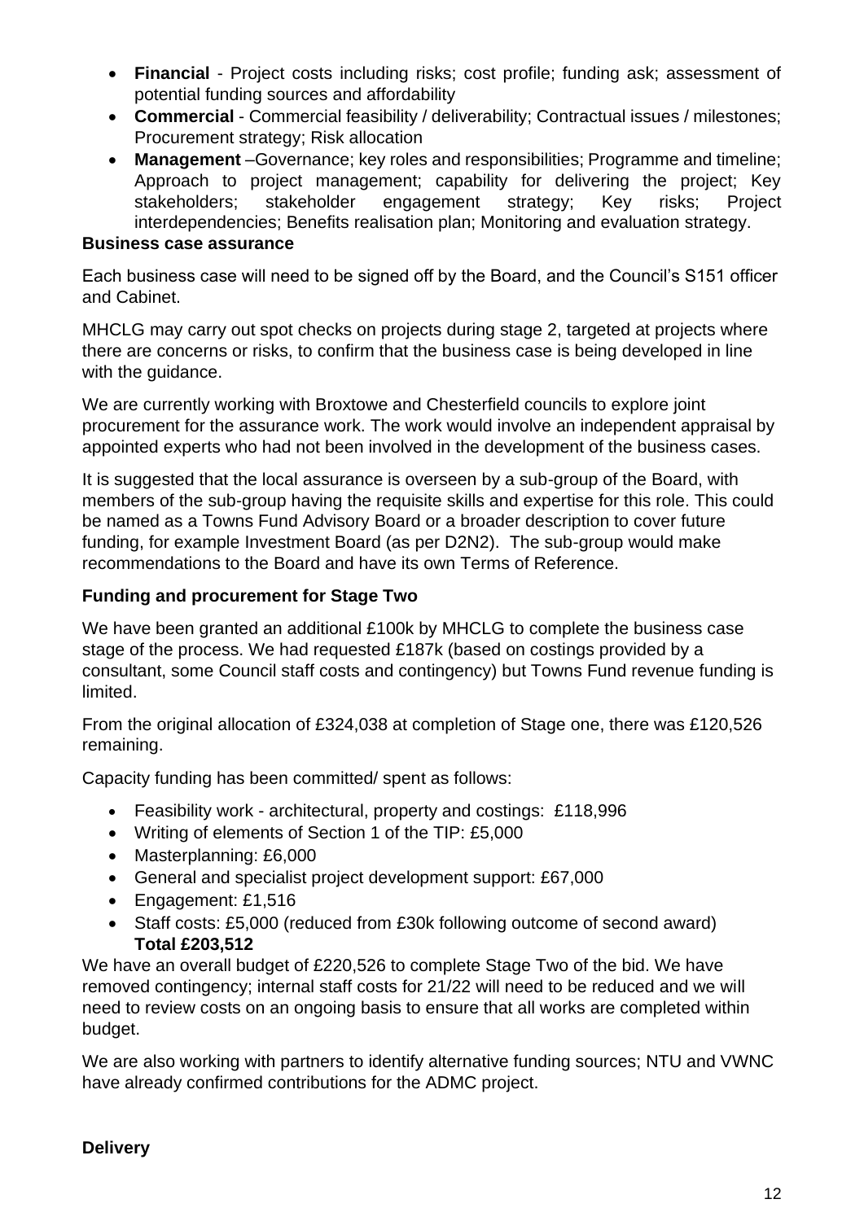- **Financial** - Project costs including risks; cost profile; funding ask; assessment of potential funding sources and affordability
- **Commercial** - Commercial feasibility / deliverability; Contractual issues / milestones; Procurement strategy; Risk allocation
- **Management** –Governance; key roles and responsibilities; Programme and timeline; Approach to project management; capability for delivering the project; Key stakeholders; stakeholder engagement strategy; Key risks; Project interdependencies; Benefits realisation plan; Monitoring and evaluation strategy.

**Business case assurance**

Each business case will need to be signed off by the Board, and the Council's S151 officer and Cabinet.

MHCLG may carry out spot checks on projects during stage 2, targeted at projects where there are concerns or risks, to confirm that the business case is being developed in line with the guidance.

We are currently working with Broxtowe and Chesterfield councils to explore joint procurement for the assurance work. The work would involve an independent appraisal by appointed experts who had not been involved in the development of the business cases.

It is suggested that the local assurance is overseen by a sub-group of the Board, with members of the sub-group having the requisite skills and expertise for this role. This could be named as a Towns Fund Advisory Board or a broader description to cover future funding, for example Investment Board (as per D2N2). The sub-group would make recommendations to the Board and have its own Terms of Reference.

**Funding and procurement for Stage Two**

We have been granted an additional £100k by MHCLG to complete the business case stage of the process. We had requested £187k (based on costings provided by a consultant, some Council staff costs and contingency) but Towns Fund revenue funding is limited.

From the original allocation of £324,038 at completion of Stage one, there was £120,526 remaining.

Capacity funding has been committed/ spent as follows:

- Feasibility work - architectural, property and costings: £118,996
- Writing of elements of Section 1 of the TIP: £5,000
- Masterplanning: £6,000
- General and specialist project development support: £67,000
- Engagement: £1,516
- Staff costs: £5,000 (reduced from £30k following outcome of second award)
  **Total £203,512**

We have an overall budget of £220,526 to complete Stage Two of the bid. We have removed contingency; internal staff costs for 21/22 will need to be reduced and we will need to review costs on an ongoing basis to ensure that all works are completed within budget.

We are also working with partners to identify alternative funding sources; NTU and VWNC have already confirmed contributions for the ADMC project.

**Delivery**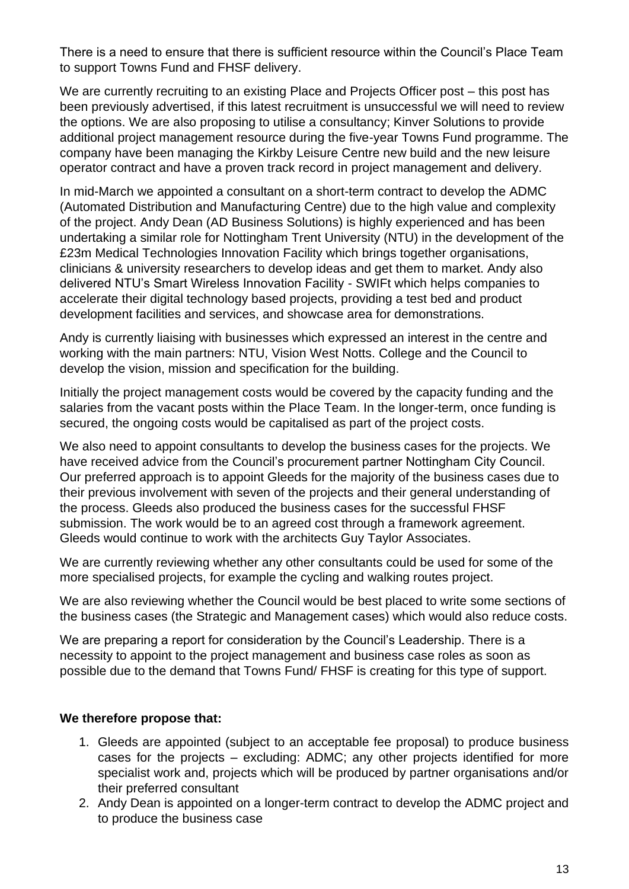There is a need to ensure that there is sufficient resource within the Council's Place Team to support Towns Fund and FHSF delivery.

We are currently recruiting to an existing Place and Projects Officer post – this post has been previously advertised, if this latest recruitment is unsuccessful we will need to review the options. We are also proposing to utilise a consultancy; Kinver Solutions to provide additional project management resource during the five-year Towns Fund programme. The company have been managing the Kirkby Leisure Centre new build and the new leisure operator contract and have a proven track record in project management and delivery.

In mid-March we appointed a consultant on a short-term contract to develop the ADMC (Automated Distribution and Manufacturing Centre) due to the high value and complexity of the project. Andy Dean (AD Business Solutions) is highly experienced and has been undertaking a similar role for Nottingham Trent University (NTU) in the development of the £23m Medical Technologies Innovation Facility which brings together organisations, clinicians & university researchers to develop ideas and get them to market. Andy also delivered NTU's Smart Wireless Innovation Facility - SWIFt which helps companies to accelerate their digital technology based projects, providing a test bed and product development facilities and services, and showcase area for demonstrations.

Andy is currently liaising with businesses which expressed an interest in the centre and working with the main partners: NTU, Vision West Notts. College and the Council to develop the vision, mission and specification for the building.

Initially the project management costs would be covered by the capacity funding and the salaries from the vacant posts within the Place Team. In the longer-term, once funding is secured, the ongoing costs would be capitalised as part of the project costs.

We also need to appoint consultants to develop the business cases for the projects. We have received advice from the Council's procurement partner Nottingham City Council. Our preferred approach is to appoint Gleeds for the majority of the business cases due to their previous involvement with seven of the projects and their general understanding of the process. Gleeds also produced the business cases for the successful FHSF submission. The work would be to an agreed cost through a framework agreement. Gleeds would continue to work with the architects Guy Taylor Associates.

We are currently reviewing whether any other consultants could be used for some of the more specialised projects, for example the cycling and walking routes project.

We are also reviewing whether the Council would be best placed to write some sections of the business cases (the Strategic and Management cases) which would also reduce costs.

We are preparing a report for consideration by the Council's Leadership. There is a necessity to appoint to the project management and business case roles as soon as possible due to the demand that Towns Fund/ FHSF is creating for this type of support.

**We therefore propose that:**

1. Gleeds are appointed (subject to an acceptable fee proposal) to produce business cases for the projects – excluding: ADMC; any other projects identified for more specialist work and, projects which will be produced by partner organisations and/or their preferred consultant
2. Andy Dean is appointed on a longer-term contract to develop the ADMC project and to produce the business case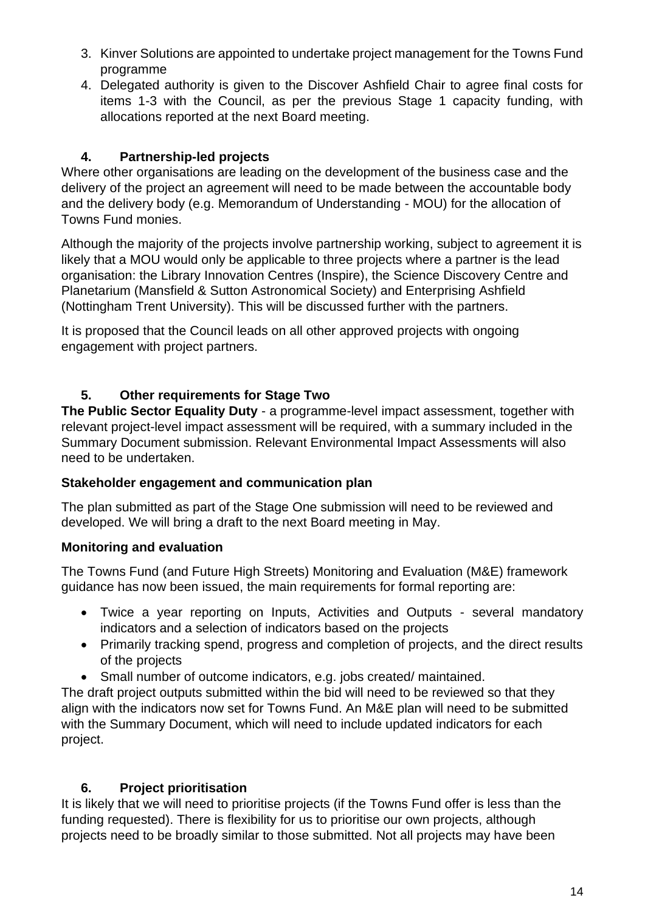3. Kinver Solutions are appointed to undertake project management for the Towns Fund programme
4. Delegated authority is given to the Discover Ashfield Chair to agree final costs for items 1-3 with the Council, as per the previous Stage 1 capacity funding, with allocations reported at the next Board meeting.

## 4. Partnership-led projects

Where other organisations are leading on the development of the business case and the delivery of the project an agreement will need to be made between the accountable body and the delivery body (e.g. Memorandum of Understanding - MOU) for the allocation of Towns Fund monies.

Although the majority of the projects involve partnership working, subject to agreement it is likely that a MOU would only be applicable to three projects where a partner is the lead organisation: the Library Innovation Centres (Inspire), the Science Discovery Centre and Planetarium (Mansfield & Sutton Astronomical Society) and Enterprising Ashfield (Nottingham Trent University). This will be discussed further with the partners.

It is proposed that the Council leads on all other approved projects with ongoing engagement with project partners.

## 5. Other requirements for Stage Two

**The Public Sector Equality Duty** - a programme-level impact assessment, together with relevant project-level impact assessment will be required, with a summary included in the Summary Document submission. Relevant Environmental Impact Assessments will also need to be undertaken.

**Stakeholder engagement and communication plan**

The plan submitted as part of the Stage One submission will need to be reviewed and developed. We will bring a draft to the next Board meeting in May.

**Monitoring and evaluation**

The Towns Fund (and Future High Streets) Monitoring and Evaluation (M&E) framework guidance has now been issued, the main requirements for formal reporting are:

- Twice a year reporting on Inputs, Activities and Outputs - several mandatory indicators and a selection of indicators based on the projects
- Primarily tracking spend, progress and completion of projects, and the direct results of the projects
- Small number of outcome indicators, e.g. jobs created/ maintained.

The draft project outputs submitted within the bid will need to be reviewed so that they align with the indicators now set for Towns Fund. An M&E plan will need to be submitted with the Summary Document, which will need to include updated indicators for each project.

## 6. Project prioritisation

It is likely that we will need to prioritise projects (if the Towns Fund offer is less than the funding requested). There is flexibility for us to prioritise our own projects, although projects need to be broadly similar to those submitted. Not all projects may have been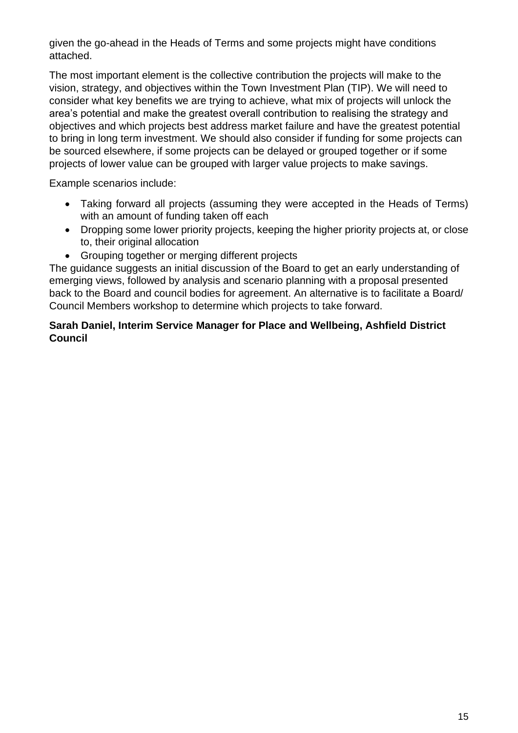given the go-ahead in the Heads of Terms and some projects might have conditions attached.

The most important element is the collective contribution the projects will make to the vision, strategy, and objectives within the Town Investment Plan (TIP). We will need to consider what key benefits we are trying to achieve, what mix of projects will unlock the area's potential and make the greatest overall contribution to realising the strategy and objectives and which projects best address market failure and have the greatest potential to bring in long term investment. We should also consider if funding for some projects can be sourced elsewhere, if some projects can be delayed or grouped together or if some projects of lower value can be grouped with larger value projects to make savings.

Example scenarios include:

- Taking forward all projects (assuming they were accepted in the Heads of Terms) with an amount of funding taken off each
- Dropping some lower priority projects, keeping the higher priority projects at, or close to, their original allocation
- Grouping together or merging different projects

The guidance suggests an initial discussion of the Board to get an early understanding of emerging views, followed by analysis and scenario planning with a proposal presented back to the Board and council bodies for agreement. An alternative is to facilitate a Board/ Council Members workshop to determine which projects to take forward.

**Sarah Daniel, Interim Service Manager for Place and Wellbeing, Ashfield District Council**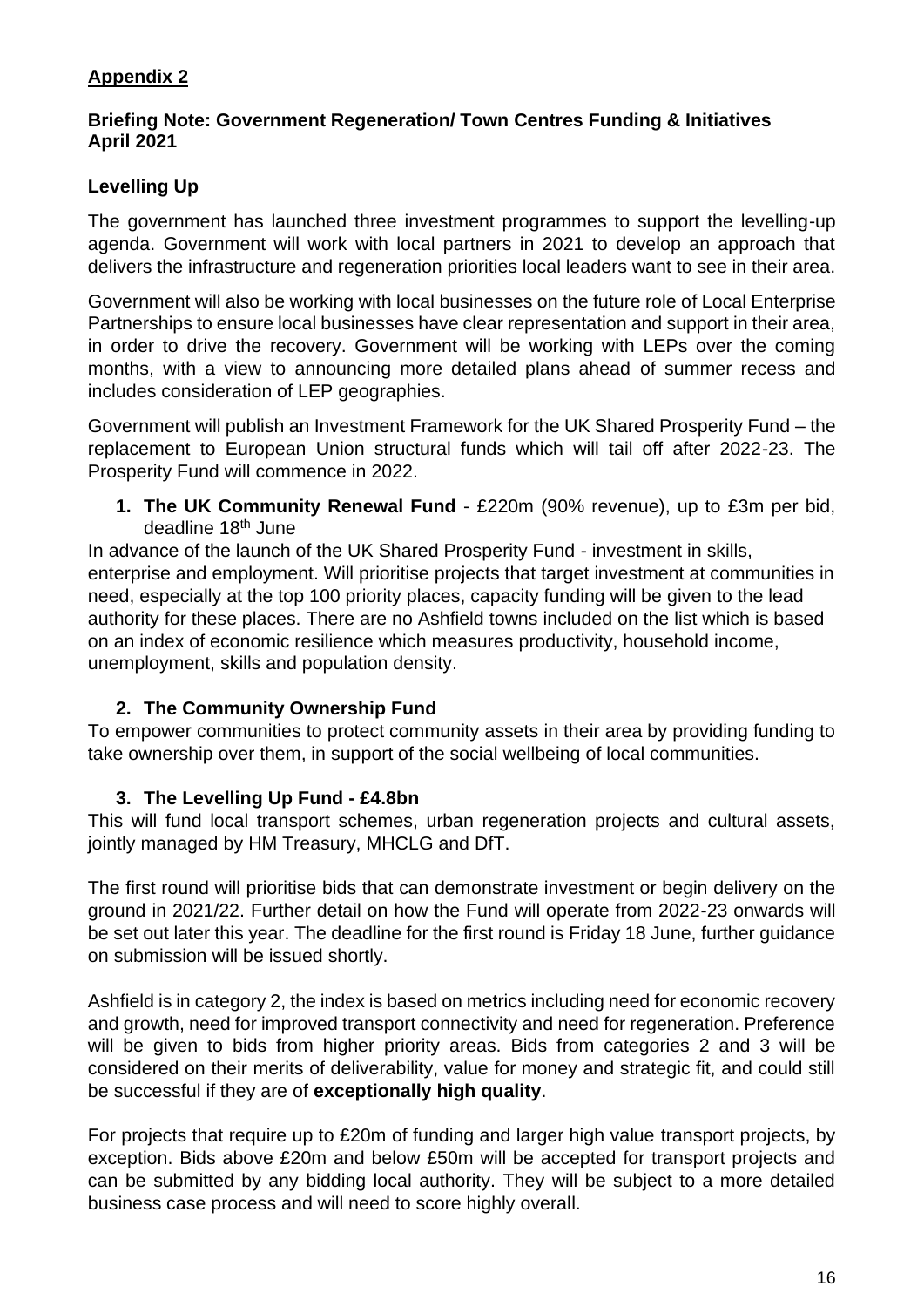## Appendix 2

**Briefing Note: Government Regeneration/ Town Centres Funding & Initiatives April 2021**

### Levelling Up

The government has launched three investment programmes to support the levelling-up agenda. Government will work with local partners in 2021 to develop an approach that delivers the infrastructure and regeneration priorities local leaders want to see in their area.

Government will also be working with local businesses on the future role of Local Enterprise Partnerships to ensure local businesses have clear representation and support in their area, in order to drive the recovery. Government will be working with LEPs over the coming months, with a view to announcing more detailed plans ahead of summer recess and includes consideration of LEP geographies.

Government will publish an Investment Framework for the UK Shared Prosperity Fund – the replacement to European Union structural funds which will tail off after 2022-23. The Prosperity Fund will commence in 2022.

1. **The UK Community Renewal Fund** - £220m (90% revenue), up to £3m per bid, deadline 18th June

In advance of the launch of the UK Shared Prosperity Fund - investment in skills, enterprise and employment. Will prioritise projects that target investment at communities in need, especially at the top 100 priority places, capacity funding will be given to the lead authority for these places. There are no Ashfield towns included on the list which is based on an index of economic resilience which measures productivity, household income, unemployment, skills and population density.

2. **The Community Ownership Fund**

To empower communities to protect community assets in their area by providing funding to take ownership over them, in support of the social wellbeing of local communities.

3. **The Levelling Up Fund - £4.8bn**

This will fund local transport schemes, urban regeneration projects and cultural assets, jointly managed by HM Treasury, MHCLG and DfT.

The first round will prioritise bids that can demonstrate investment or begin delivery on the ground in 2021/22. Further detail on how the Fund will operate from 2022-23 onwards will be set out later this year. The deadline for the first round is Friday 18 June, further guidance on submission will be issued shortly.

Ashfield is in category 2, the index is based on metrics including need for economic recovery and growth, need for improved transport connectivity and need for regeneration. Preference will be given to bids from higher priority areas. Bids from categories 2 and 3 will be considered on their merits of deliverability, value for money and strategic fit, and could still be successful if they are of **exceptionally high quality**.

For projects that require up to £20m of funding and larger high value transport projects, by exception. Bids above £20m and below £50m will be accepted for transport projects and can be submitted by any bidding local authority. They will be subject to a more detailed business case process and will need to score highly overall.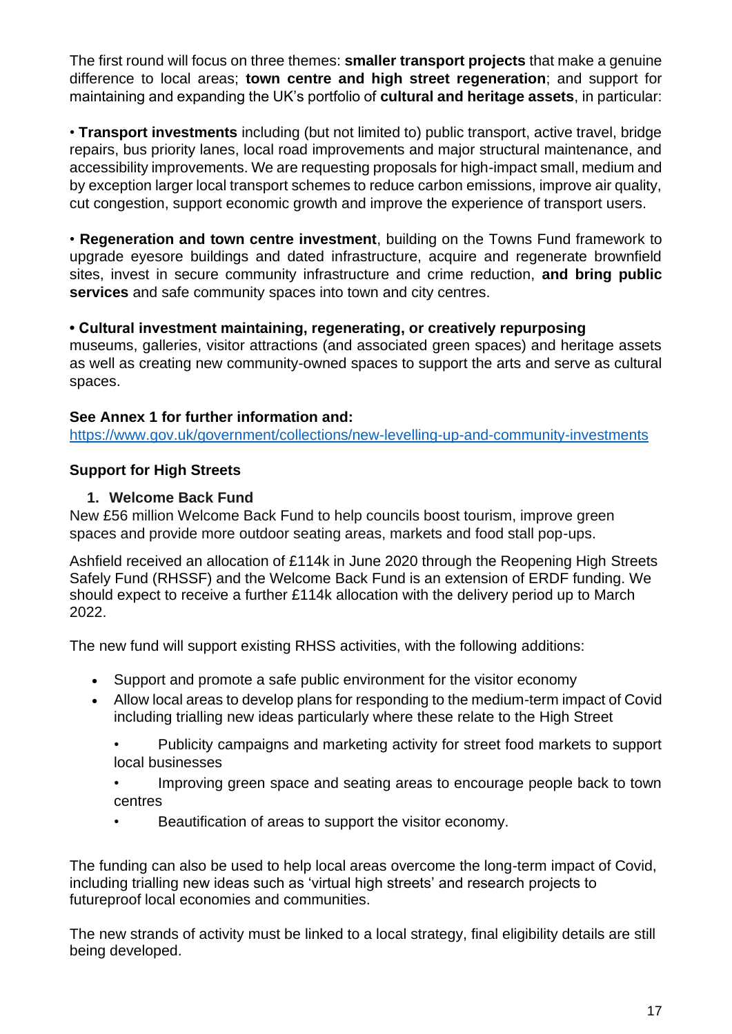The first round will focus on three themes: **smaller transport projects** that make a genuine difference to local areas; **town centre and high street regeneration**; and support for maintaining and expanding the UK's portfolio of **cultural and heritage assets**, in particular:

• **Transport investments** including (but not limited to) public transport, active travel, bridge repairs, bus priority lanes, local road improvements and major structural maintenance, and accessibility improvements. We are requesting proposals for high-impact small, medium and by exception larger local transport schemes to reduce carbon emissions, improve air quality, cut congestion, support economic growth and improve the experience of transport users.

• **Regeneration and town centre investment**, building on the Towns Fund framework to upgrade eyesore buildings and dated infrastructure, acquire and regenerate brownfield sites, invest in secure community infrastructure and crime reduction, **and bring public services** and safe community spaces into town and city centres.

**• Cultural investment maintaining, regenerating, or creatively repurposing** museums, galleries, visitor attractions (and associated green spaces) and heritage assets as well as creating new community-owned spaces to support the arts and serve as cultural spaces.

**See Annex 1 for further information and:**
https://www.gov.uk/government/collections/new-levelling-up-and-community-investments

**Support for High Streets**

1. **Welcome Back Fund**

New £56 million Welcome Back Fund to help councils boost tourism, improve green spaces and provide more outdoor seating areas, markets and food stall pop-ups.

Ashfield received an allocation of £114k in June 2020 through the Reopening High Streets Safely Fund (RHSSF) and the Welcome Back Fund is an extension of ERDF funding. We should expect to receive a further £114k allocation with the delivery period up to March 2022.

The new fund will support existing RHSS activities, with the following additions:

- Support and promote a safe public environment for the visitor economy
- Allow local areas to develop plans for responding to the medium-term impact of Covid including trialling new ideas particularly where these relate to the High Street
  - Publicity campaigns and marketing activity for street food markets to support local businesses
  - Improving green space and seating areas to encourage people back to town centres
  - Beautification of areas to support the visitor economy.

The funding can also be used to help local areas overcome the long-term impact of Covid, including trialling new ideas such as 'virtual high streets' and research projects to futureproof local economies and communities.

The new strands of activity must be linked to a local strategy, final eligibility details are still being developed.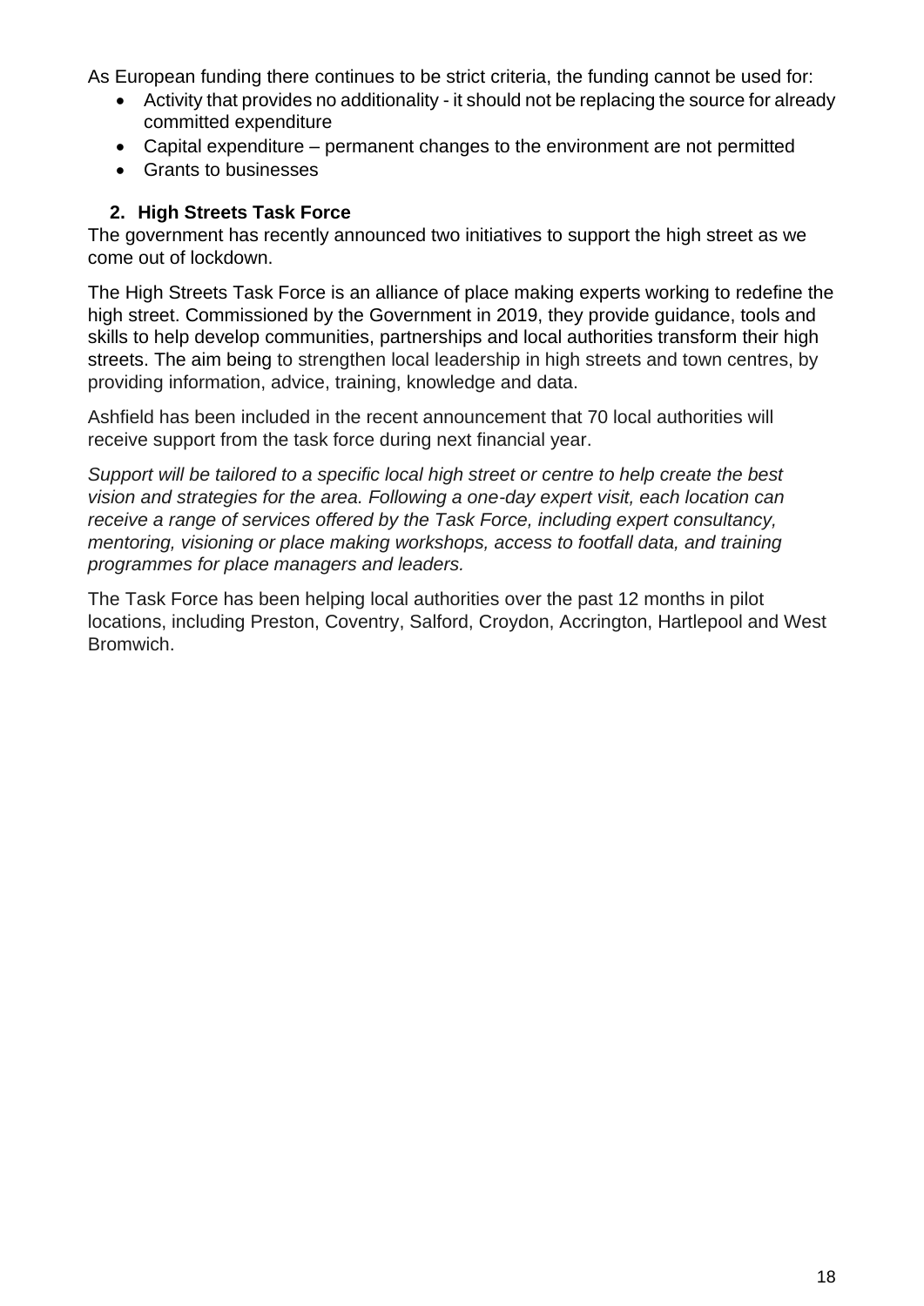As European funding there continues to be strict criteria, the funding cannot be used for:

- Activity that provides no additionality - it should not be replacing the source for already committed expenditure
- Capital expenditure – permanent changes to the environment are not permitted
- Grants to businesses

## 2. High Streets Task Force

The government has recently announced two initiatives to support the high street as we come out of lockdown.

The High Streets Task Force is an alliance of place making experts working to redefine the high street. Commissioned by the Government in 2019, they provide guidance, tools and skills to help develop communities, partnerships and local authorities transform their high streets. The aim being to strengthen local leadership in high streets and town centres, by providing information, advice, training, knowledge and data.

Ashfield has been included in the recent announcement that 70 local authorities will receive support from the task force during next financial year.

*Support will be tailored to a specific local high street or centre to help create the best vision and strategies for the area. Following a one-day expert visit, each location can receive a range of services offered by the Task Force, including expert consultancy, mentoring, visioning or place making workshops, access to footfall data, and training programmes for place managers and leaders.*

The Task Force has been helping local authorities over the past 12 months in pilot locations, including Preston, Coventry, Salford, Croydon, Accrington, Hartlepool and West Bromwich.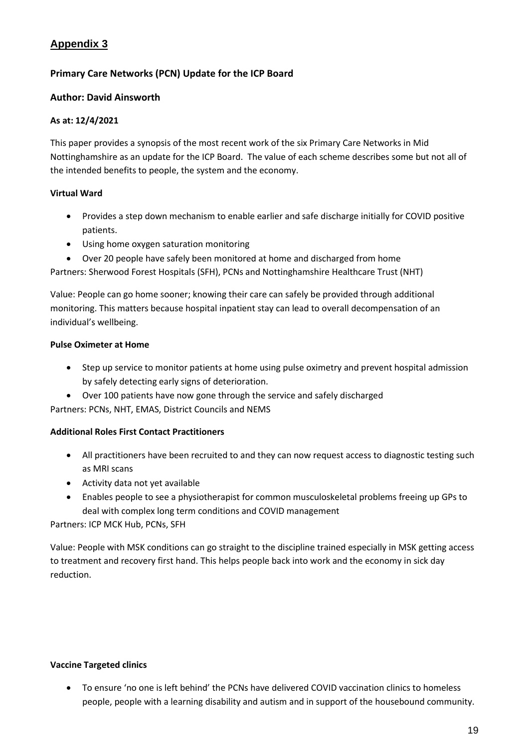## Appendix 3

### Primary Care Networks (PCN) Update for the ICP Board

### Author: David Ainsworth

**As at: 12/4/2021**

This paper provides a synopsis of the most recent work of the six Primary Care Networks in Mid Nottinghamshire as an update for the ICP Board. The value of each scheme describes some but not all of the intended benefits to people, the system and the economy.

**Virtual Ward**

- Provides a step down mechanism to enable earlier and safe discharge initially for COVID positive patients.
- Using home oxygen saturation monitoring
- Over 20 people have safely been monitored at home and discharged from home

Partners: Sherwood Forest Hospitals (SFH), PCNs and Nottinghamshire Healthcare Trust (NHT)

Value: People can go home sooner; knowing their care can safely be provided through additional monitoring. This matters because hospital inpatient stay can lead to overall decompensation of an individual's wellbeing.

**Pulse Oximeter at Home**

- Step up service to monitor patients at home using pulse oximetry and prevent hospital admission by safely detecting early signs of deterioration.
- Over 100 patients have now gone through the service and safely discharged

Partners: PCNs, NHT, EMAS, District Councils and NEMS

**Additional Roles First Contact Practitioners**

- All practitioners have been recruited to and they can now request access to diagnostic testing such as MRI scans
- Activity data not yet available
- Enables people to see a physiotherapist for common musculoskeletal problems freeing up GPs to deal with complex long term conditions and COVID management

Partners: ICP MCK Hub, PCNs, SFH

Value: People with MSK conditions can go straight to the discipline trained especially in MSK getting access to treatment and recovery first hand. This helps people back into work and the economy in sick day reduction.

**Vaccine Targeted clinics**

- To ensure 'no one is left behind' the PCNs have delivered COVID vaccination clinics to homeless people, people with a learning disability and autism and in support of the housebound community.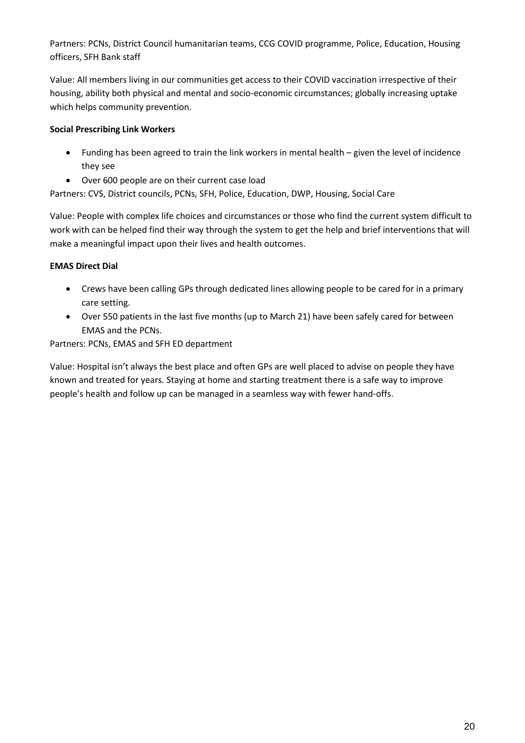Partners: PCNs, District Council humanitarian teams, CCG COVID programme, Police, Education, Housing officers, SFH Bank staff

Value: All members living in our communities get access to their COVID vaccination irrespective of their housing, ability both physical and mental and socio-economic circumstances; globally increasing uptake which helps community prevention.

**Social Prescribing Link Workers**

- Funding has been agreed to train the link workers in mental health – given the level of incidence they see
- Over 600 people are on their current case load

Partners: CVS, District councils, PCNs, SFH, Police, Education, DWP, Housing, Social Care

Value: People with complex life choices and circumstances or those who find the current system difficult to work with can be helped find their way through the system to get the help and brief interventions that will make a meaningful impact upon their lives and health outcomes.

**EMAS Direct Dial**

- Crews have been calling GPs through dedicated lines allowing people to be cared for in a primary care setting.
- Over 550 patients in the last five months (up to March 21) have been safely cared for between EMAS and the PCNs.

Partners: PCNs, EMAS and SFH ED department

Value: Hospital isn't always the best place and often GPs are well placed to advise on people they have known and treated for years. Staying at home and starting treatment there is a safe way to improve people's health and follow up can be managed in a seamless way with fewer hand-offs.